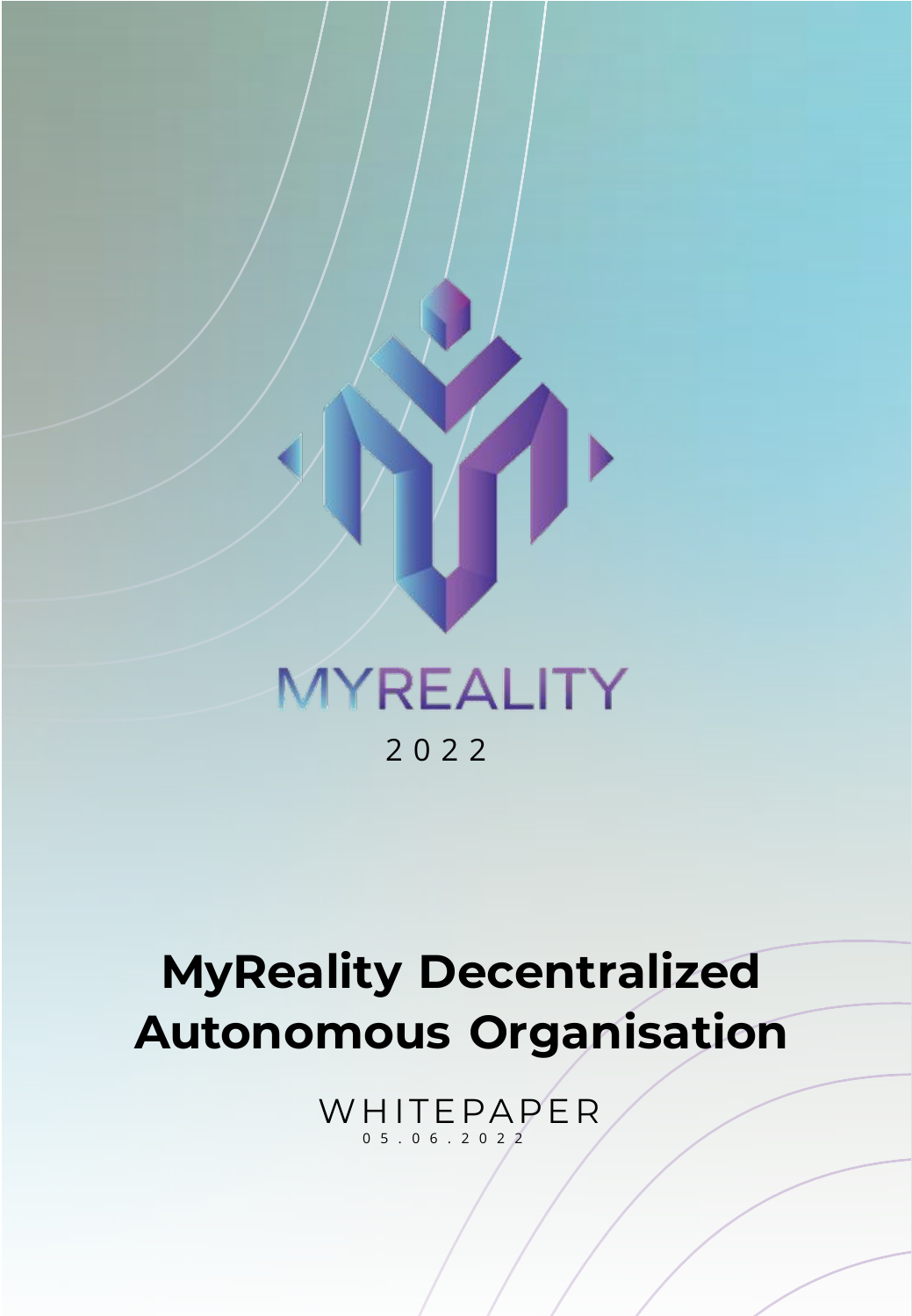MYREALITY

2022

# MyReality Decentralized Autonomous Organisation

WHITEPAPER

05.06.2022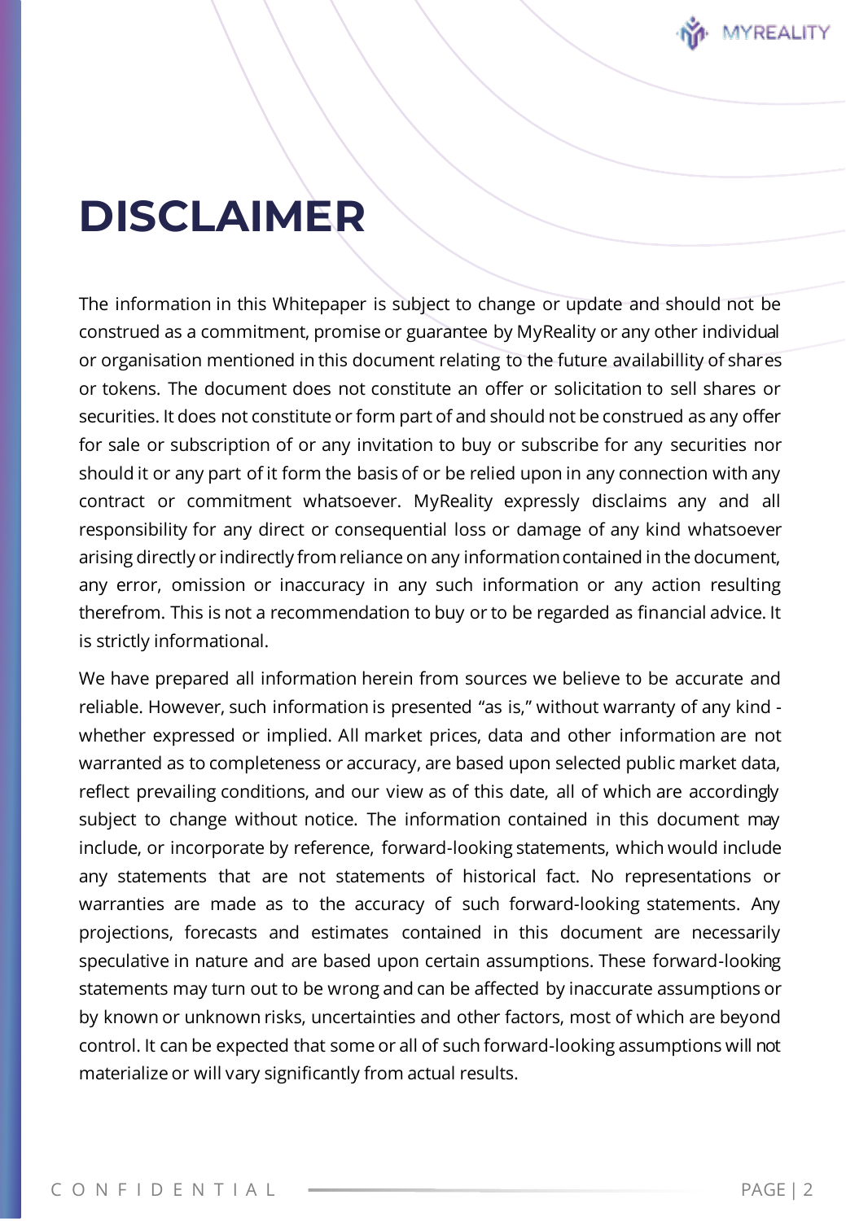# DISCLAIMER

The information in this Whitepaper is subject to change or update and should not be construed as a commitment, promise or guarantee by MyReality or any other individual or organisation mentioned in this document relating to the future availabillity of shares or tokens. The document does not constitute an offer or solicitation to sell shares or securities. It does not constitute or form part of and should not be construed as any offer for sale or subscription of or any invitation to buy or subscribe for any securities nor should it or any part of it form the basis of or be relied upon in any connection with any contract or commitment whatsoever. MyReality expressly disclaims any and all responsibility for any direct or consequential loss or damage of any kind whatsoever arising directly or indirectly from reliance on any information contained in the document, any error, omission or inaccuracy in any such information or any action resulting therefrom. This is not a recommendation to buy or to be regarded as financial advice. It is strictly informational.

We have prepared all information herein from sources we believe to be accurate and reliable. However, such information is presented "as is," without warranty of any kind - whether expressed or implied. All market prices, data and other information are not warranted as to completeness or accuracy, are based upon selected public market data, reflect prevailing conditions, and our view as of this date, all of which are accordingly subject to change without notice. The information contained in this document may include, or incorporate by reference, forward-looking statements, which would include any statements that are not statements of historical fact. No representations or warranties are made as to the accuracy of such forward-looking statements. Any projections, forecasts and estimates contained in this document are necessarily speculative in nature and are based upon certain assumptions. These forward-looking statements may turn out to be wrong and can be affected by inaccurate assumptions or by known or unknown risks, uncertainties and other factors, most of which are beyond control. It can be expected that some or all of such forward-looking assumptions will not materialize or will vary significantly from actual results.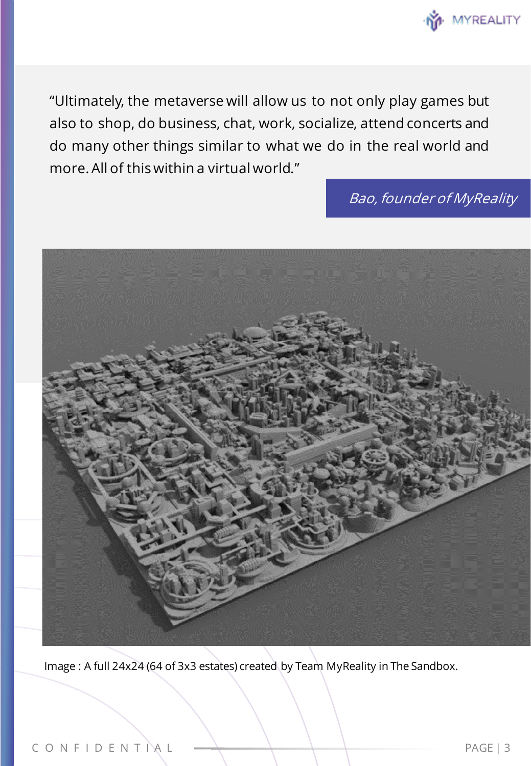> "Ultimately, the metaverse will allow us to not only play games but also to shop, do business, chat, work, socialize, attend concerts and do many other things similar to what we do in the real world and more. All of this within a virtual world."

*Bao, founder of MyReality*

Image : A full 24x24 (64 of 3x3 estates) created by Team MyReality in The Sandbox.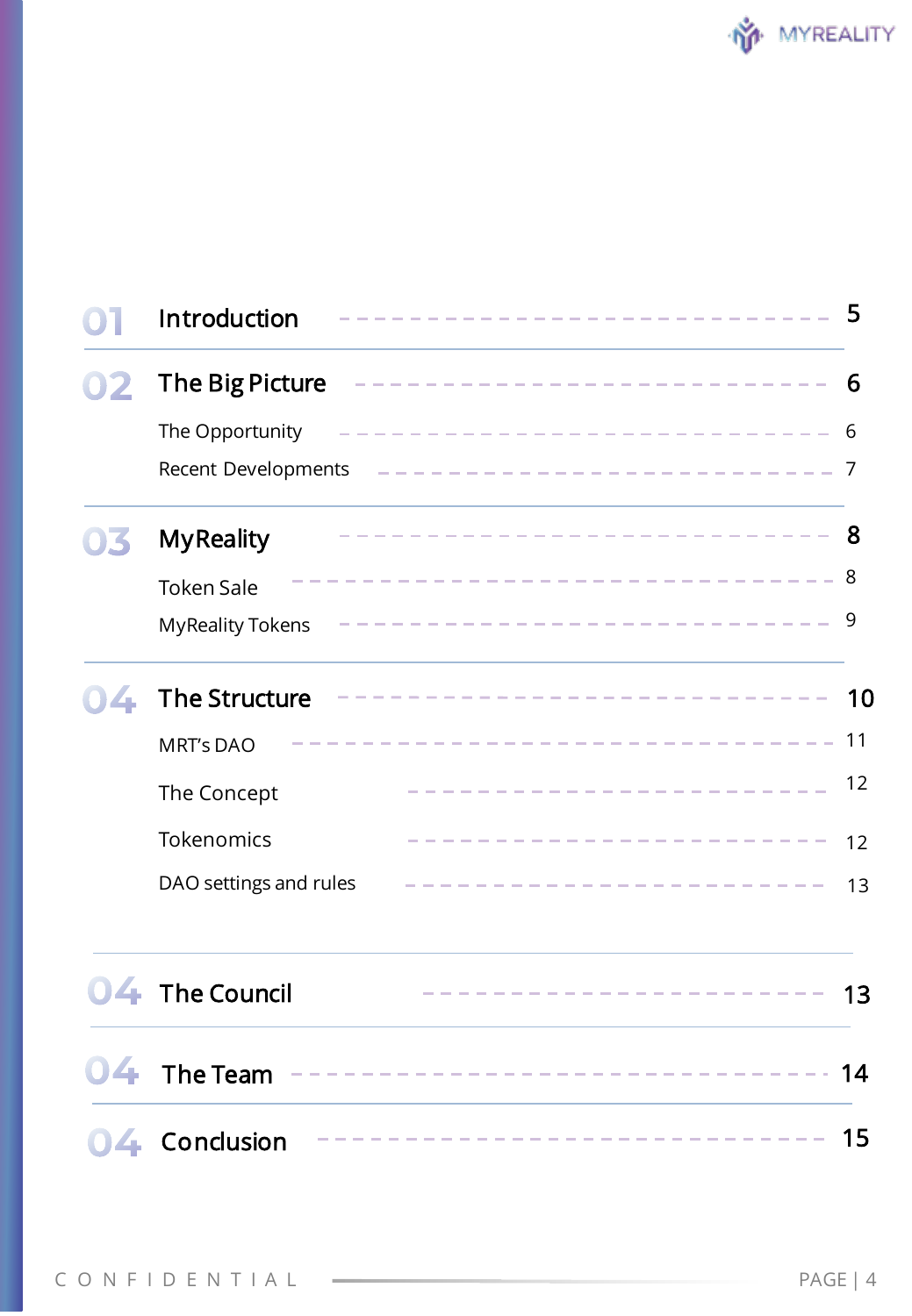| | | |
|---|---|---|
| **01** | **Introduction** | **5** |
| **02** | **The Big Picture** | **6** |
| | The Opportunity | 6 |
| | Recent Developments | 7 |
| **03** | **MyReality** | **8** |
| | Token Sale | 8 |
| | MyReality Tokens | 9 |
| **04** | **The Structure** | **10** |
| | MRT's DAO | 11 |
| | The Concept | 12 |
| | Tokenomics | 12 |
| | DAO settings and rules | 13 |
| **04** | **The Council** | **13** |
| **04** | **The Team** | **14** |
| **04** | **Conclusion** | **15** |

CONFIDENTIAL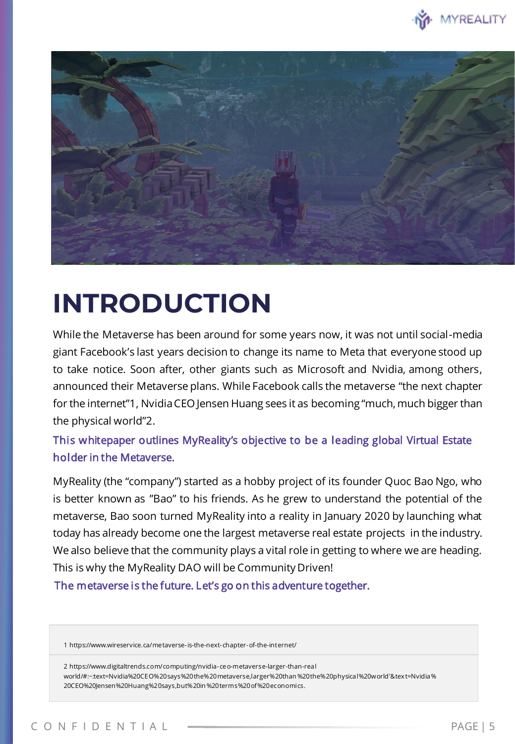# INTRODUCTION

While the Metaverse has been around for some years now, it was not until social-media giant Facebook's last years decision to change its name to Meta that everyone stood up to take notice. Soon after, other giants such as Microsoft and Nvidia, among others, announced their Metaverse plans. While Facebook calls the metaverse "the next chapter for the internet"1, Nvidia CEO Jensen Huang sees it as becoming "much, much bigger than the physical world"2.

This whitepaper outlines MyReality's objective to be a leading global Virtual Estate holder in the Metaverse.

MyReality (the "company") started as a hobby project of its founder Quoc Bao Ngo, who is better known as "Bao" to his friends. As he grew to understand the potential of the metaverse, Bao soon turned MyReality into a reality in January 2020 by launching what today has already become one the largest metaverse real estate projects in the industry. We also believe that the community plays a vital role in getting to where we are heading. This is why the MyReality DAO will be Community Driven!

The metaverse is the future. Let's go on this adventure together.

---

1 https://www.wireservice.ca/metaverse-is-the-next-chapter-of-the-internet/

2 https://www.digitaltrends.com/computing/nvidia-ceo-metaverse-larger-than-real world/#:~:text=Nvidia%20CEO%20says%20the%20metaverse,larger%20than%20the%20physical%20world'&text=Nvidia%20CEO%20Jensen%20Huang%20says,but%20in%20terms%20of%20economics.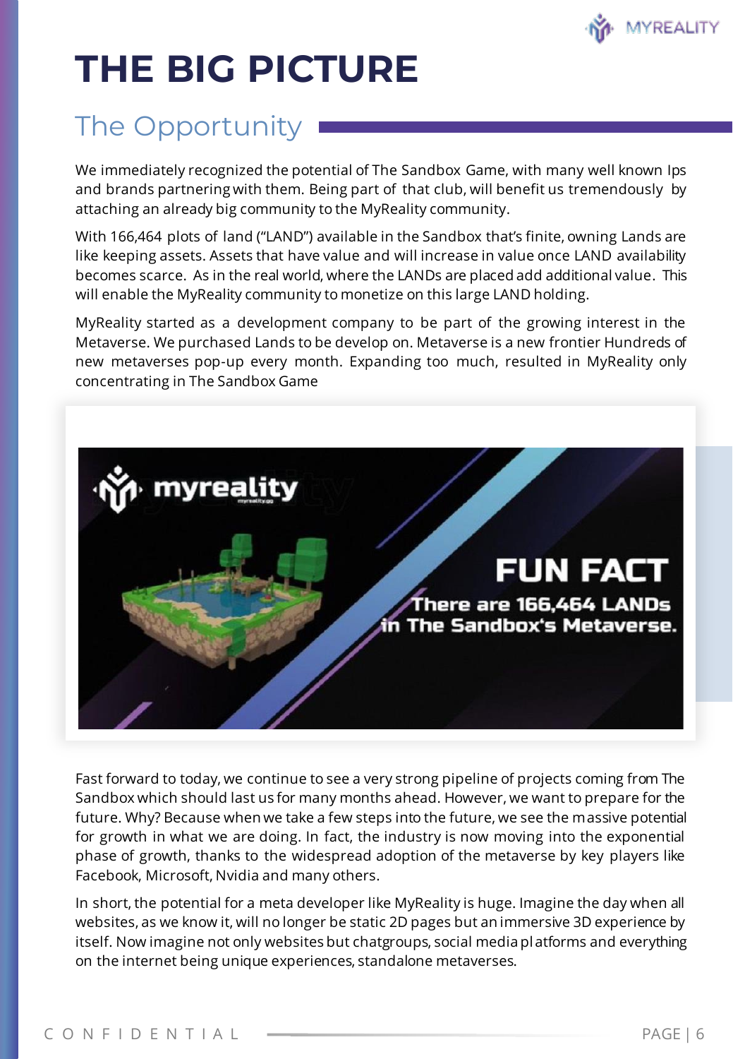# THE BIG PICTURE

## The Opportunity

We immediately recognized the potential of The Sandbox Game, with many well known Ips and brands partnering with them. Being part of that club, will benefit us tremendously by attaching an already big community to the MyReality community.

With 166,464 plots of land ("LAND") available in the Sandbox that's finite, owning Lands are like keeping assets. Assets that have value and will increase in value once LAND availability becomes scarce. As in the real world, where the LANDs are placed add additional value. This will enable the MyReality community to monetize on this large LAND holding.

MyReality started as a development company to be part of the growing interest in the Metaverse. We purchased Lands to be develop on. Metaverse is a new frontier Hundreds of new metaverses pop-up every month. Expanding too much, resulted in MyReality only concentrating in The Sandbox Game

myreality

**FUN FACT**

**There are 166,464 LANDs in The Sandbox's Metaverse.**

Fast forward to today, we continue to see a very strong pipeline of projects coming from The Sandbox which should last us for many months ahead. However, we want to prepare for the future. Why? Because when we take a few steps into the future, we see the massive potential for growth in what we are doing. In fact, the industry is now moving into the exponential phase of growth, thanks to the widespread adoption of the metaverse by key players like Facebook, Microsoft, Nvidia and many others.

In short, the potential for a meta developer like MyReality is huge. Imagine the day when all websites, as we know it, will no longer be static 2D pages but an immersive 3D experience by itself. Now imagine not only websites but chatgroups, social media platforms and everything on the internet being unique experiences, standalone metaverses.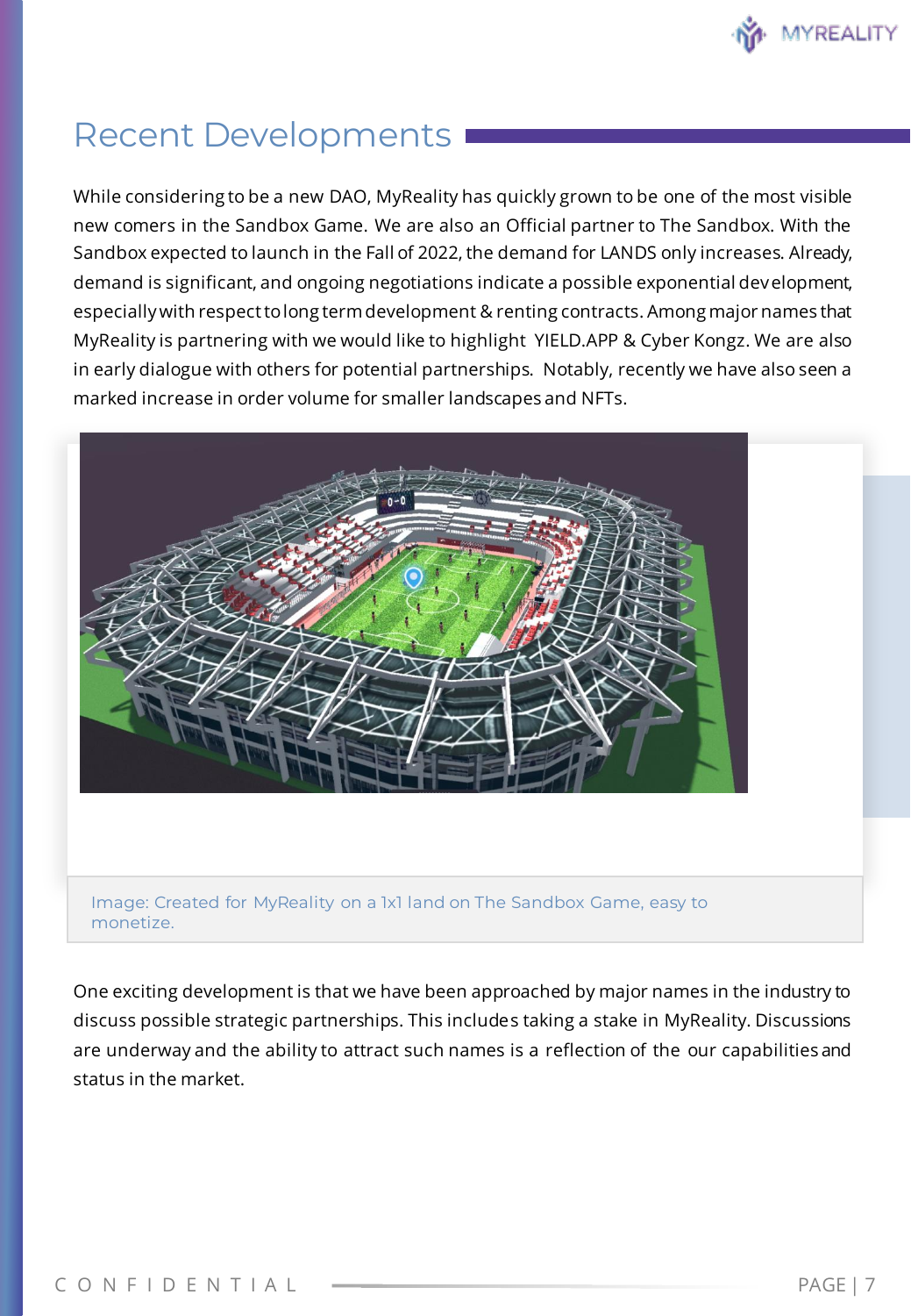## Recent Developments

While considering to be a new DAO, MyReality has quickly grown to be one of the most visible new comers in the Sandbox Game. We are also an Official partner to The Sandbox. With the Sandbox expected to launch in the Fall of 2022, the demand for LANDS only increases. Already, demand is significant, and ongoing negotiations indicate a possible exponential development, especially with respect to long term development & renting contracts. Among major names that MyReality is partnering with we would like to highlight YIELD.APP & Cyber Kongz. We are also in early dialogue with others for potential partnerships. Notably, recently we have also seen a marked increase in order volume for smaller landscapes and NFTs.

Image: Created for MyReality on a 1x1 land on The Sandbox Game, easy to monetize.

One exciting development is that we have been approached by major names in the industry to discuss possible strategic partnerships. This includes taking a stake in MyReality. Discussions are underway and the ability to attract such names is a reflection of the our capabilities and status in the market.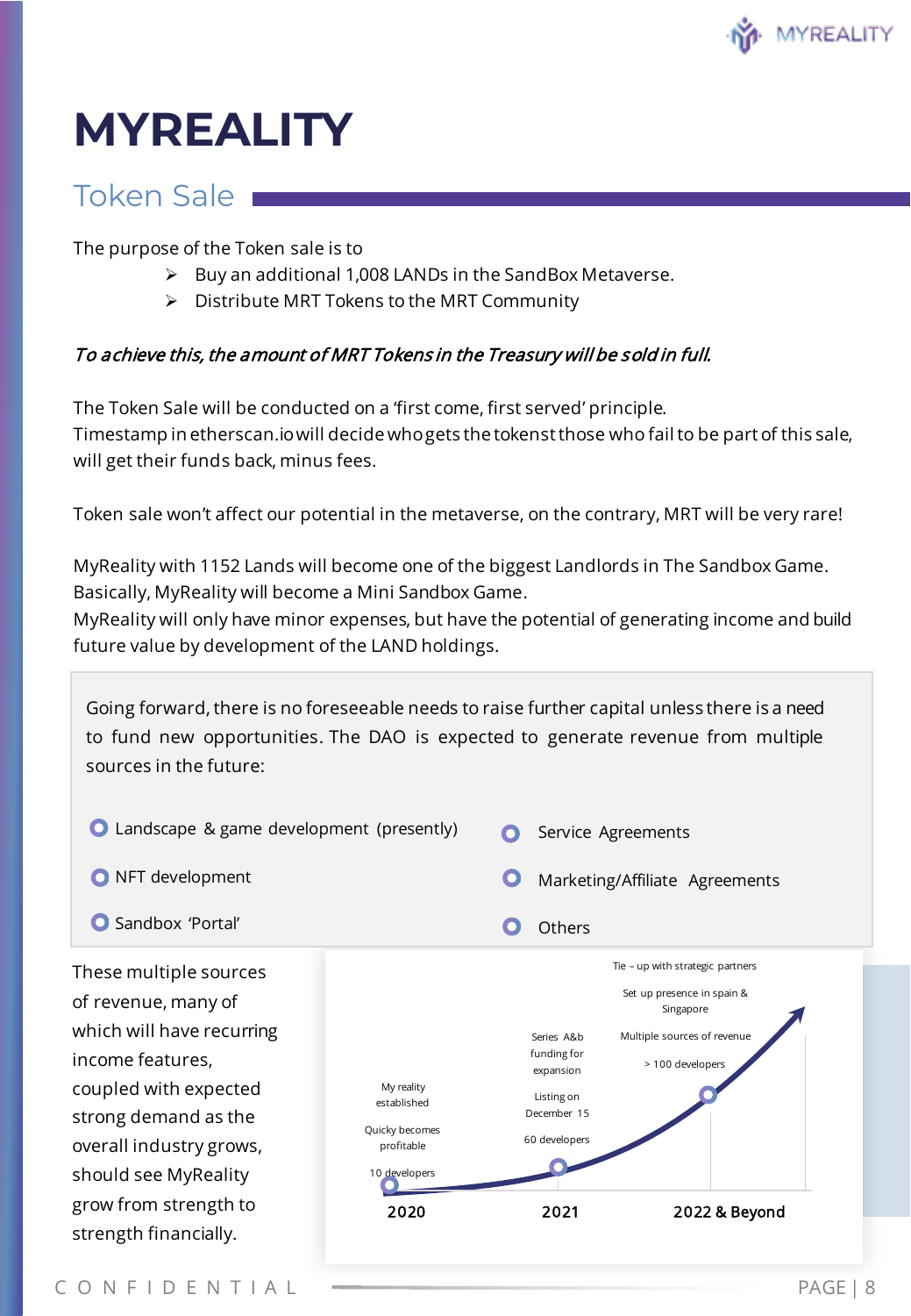# MYREALITY

## Token Sale

The purpose of the Token sale is to

- Buy an additional 1,008 LANDs in the SandBox Metaverse.
- Distribute MRT Tokens to the MRT Community

*To achieve this, the amount of MRT Tokens in the Treasury will be sold in full.*

The Token Sale will be conducted on a 'first come, first served' principle.
Timestamp in etherscan.io will decide who gets the tokenst those who fail to be part of this sale, will get their funds back, minus fees.

Token sale won't affect our potential in the metaverse, on the contrary, MRT will be very rare!

MyReality with 1152 Lands will become one of the biggest Landlords in The Sandbox Game. Basically, MyReality will become a Mini Sandbox Game.
MyReality will only have minor expenses, but have the potential of generating income and build future value by development of the LAND holdings.

Going forward, there is no foreseeable needs to raise further capital unless there is a need to fund new opportunities. The DAO is expected to generate revenue from multiple sources in the future:

- Landscape & game development (presently)
- NFT development
- Sandbox 'Portal'
- Service Agreements
- Marketing/Affiliate Agreements
- Others

These multiple sources of revenue, many of which will have recurring income features, coupled with expected strong demand as the overall industry grows, should see MyReality grow from strength to strength financially.

**2020**
- My reality established
- Quicky becomes profitable
- 10 developers

**2021**
- Series A&b funding for expansion
- Listing on December 15
- 60 developers

**2022 & Beyond**
- Tie – up with strategic partners
- Set up presence in spain & Singapore
- Multiple sources of revenue
- > 100 developers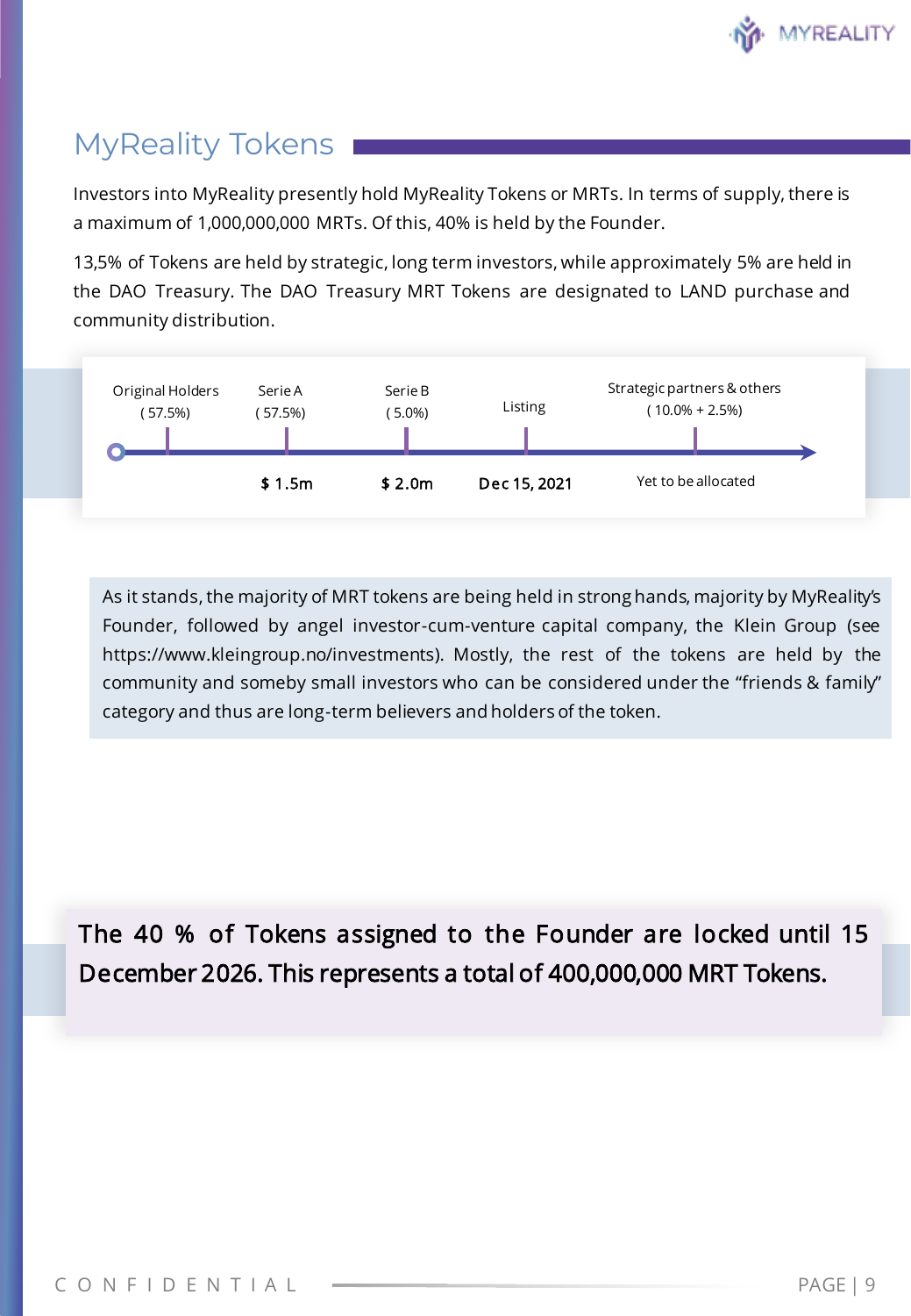## MyReality Tokens

Investors into MyReality presently hold MyReality Tokens or MRTs. In terms of supply, there is a maximum of 1,000,000,000 MRTs. Of this, 40% is held by the Founder.

13,5% of Tokens are held by strategic, long term investors, while approximately 5% are held in the DAO Treasury. The DAO Treasury MRT Tokens are designated to LAND purchase and community distribution.

| Original Holders ( 57.5%) | Serie A ( 57.5%) | Serie B ( 5.0%) | Listing | Strategic partners & others ( 10.0% + 2.5%) |
|---|---|---|---|---|
| | $ 1.5m | $ 2.0m | Dec 15, 2021 | Yet to be allocated |

As it stands, the majority of MRT tokens are being held in strong hands, majority by MyReality's Founder, followed by angel investor-cum-venture capital company, the Klein Group (see https://www.kleingroup.no/investments). Mostly, the rest of the tokens are held by the community and someby small investors who can be considered under the "friends & family" category and thus are long-term believers and holders of the token.

**The 40 % of Tokens assigned to the Founder are locked until 15 December 2026. This represents a total of 400,000,000 MRT Tokens.**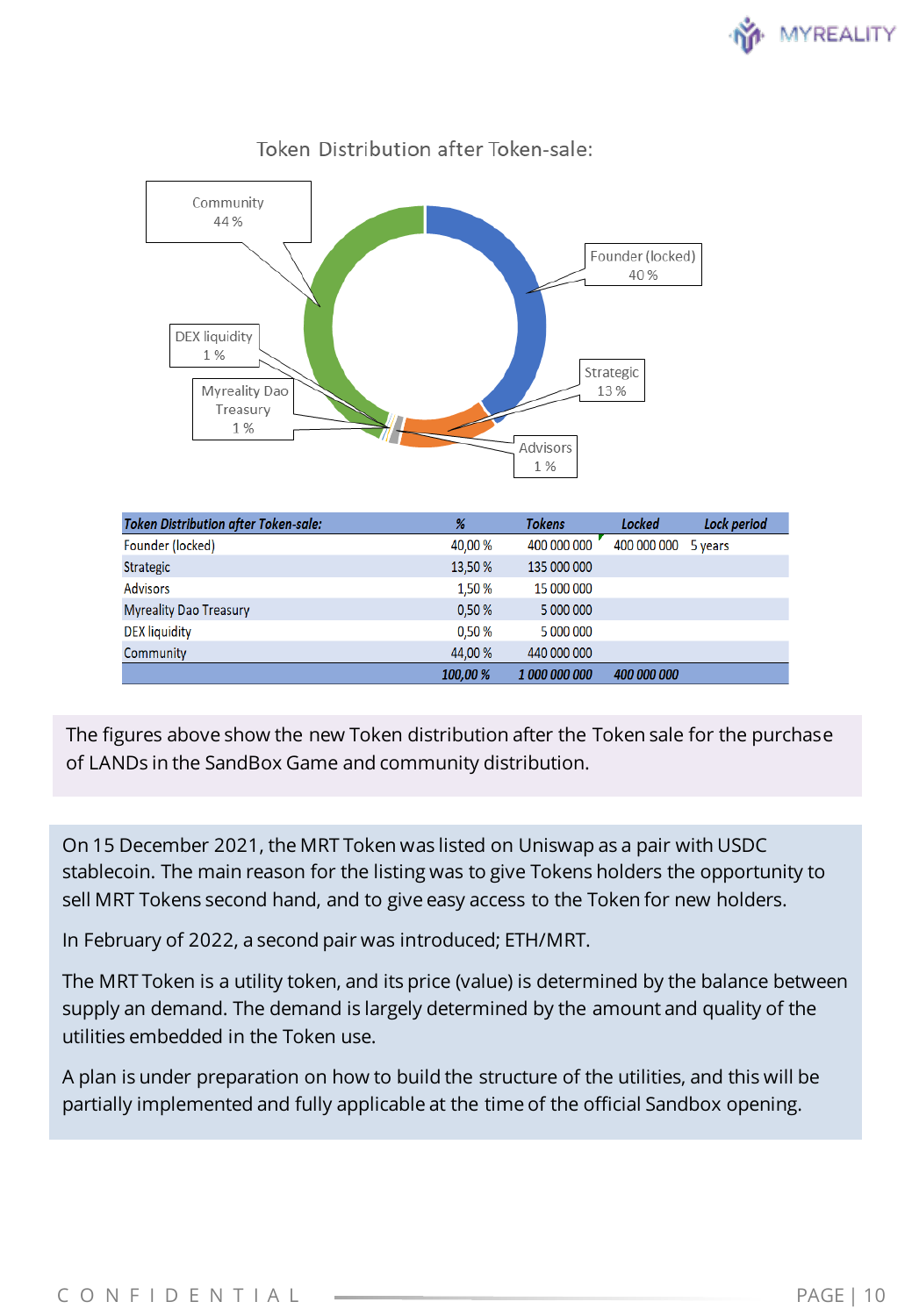Token Distribution after Token-sale:

| Token Distribution after Token-sale: | % | Tokens | Locked | Lock period |
|---|---|---|---|---|
| Founder (locked) | 40,00 % | 400 000 000 | 400 000 000 | 5 years |
| Strategic | 13,50 % | 135 000 000 | | |
| Advisors | 1,50 % | 15 000 000 | | |
| Myreality Dao Treasury | 0,50 % | 5 000 000 | | |
| DEX liquidity | 0,50 % | 5 000 000 | | |
| Community | 44,00 % | 440 000 000 | | |
| | 100,00 % | 1 000 000 000 | 400 000 000 | |

The figures above show the new Token distribution after the Token sale for the purchase of LANDs in the SandBox Game and community distribution.

On 15 December 2021, the MRT Token was listed on Uniswap as a pair with USDC stablecoin. The main reason for the listing was to give Tokens holders the opportunity to sell MRT Tokens second hand, and to give easy access to the Token for new holders.

In February of 2022, a second pair was introduced; ETH/MRT.

The MRT Token is a utility token, and its price (value) is determined by the balance between supply an demand. The demand is largely determined by the amount and quality of the utilities embedded in the Token use.

A plan is under preparation on how to build the structure of the utilities, and this will be partially implemented and fully applicable at the time of the official Sandbox opening.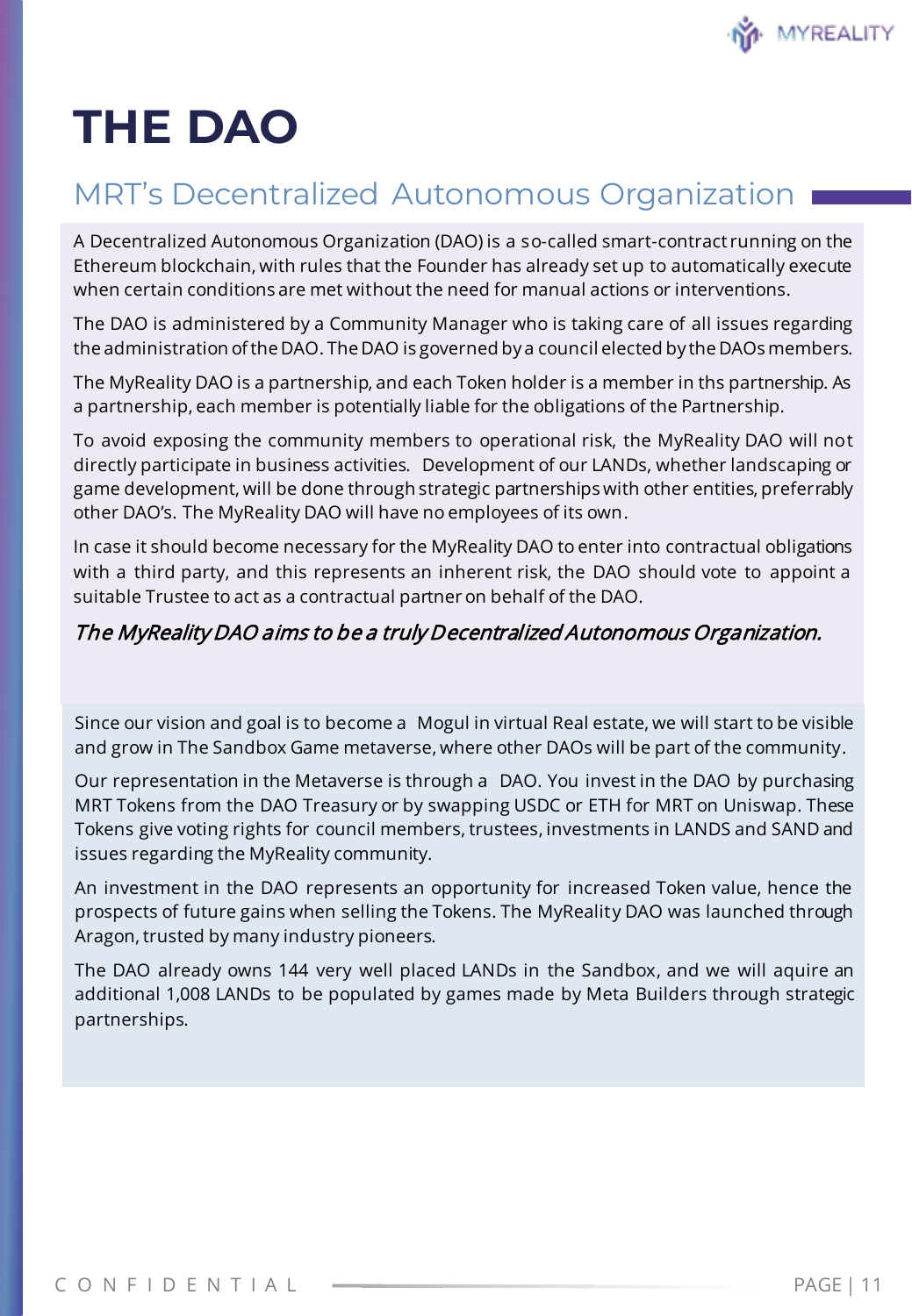# THE DAO

## MRT's Decentralized Autonomous Organization

A Decentralized Autonomous Organization (DAO) is a so-called smart-contract running on the Ethereum blockchain, with rules that the Founder has already set up to automatically execute when certain conditions are met without the need for manual actions or interventions.

The DAO is administered by a Community Manager who is taking care of all issues regarding the administration of the DAO. The DAO is governed by a council elected by the DAOs members.

The MyReality DAO is a partnership, and each Token holder is a member in ths partnership. As a partnership, each member is potentially liable for the obligations of the Partnership.

To avoid exposing the community members to operational risk, the MyReality DAO will not directly participate in business activities. Development of our LANDs, whether landscaping or game development, will be done through strategic partnerships with other entities, preferrably other DAO's. The MyReality DAO will have no employees of its own.

In case it should become necessary for the MyReality DAO to enter into contractual obligations with a third party, and this represents an inherent risk, the DAO should vote to appoint a suitable Trustee to act as a contractual partner on behalf of the DAO.

*The MyReality DAO aims to be a truly Decentralized Autonomous Organization.*

Since our vision and goal is to become a Mogul in virtual Real estate, we will start to be visible and grow in The Sandbox Game metaverse, where other DAOs will be part of the community.

Our representation in the Metaverse is through a DAO. You invest in the DAO by purchasing MRT Tokens from the DAO Treasury or by swapping USDC or ETH for MRT on Uniswap. These Tokens give voting rights for council members, trustees, investments in LANDS and SAND and issues regarding the MyReality community.

An investment in the DAO represents an opportunity for increased Token value, hence the prospects of future gains when selling the Tokens. The MyReality DAO was launched through Aragon, trusted by many industry pioneers.

The DAO already owns 144 very well placed LANDs in the Sandbox, and we will aquire an additional 1,008 LANDs to be populated by games made by Meta Builders through strategic partnerships.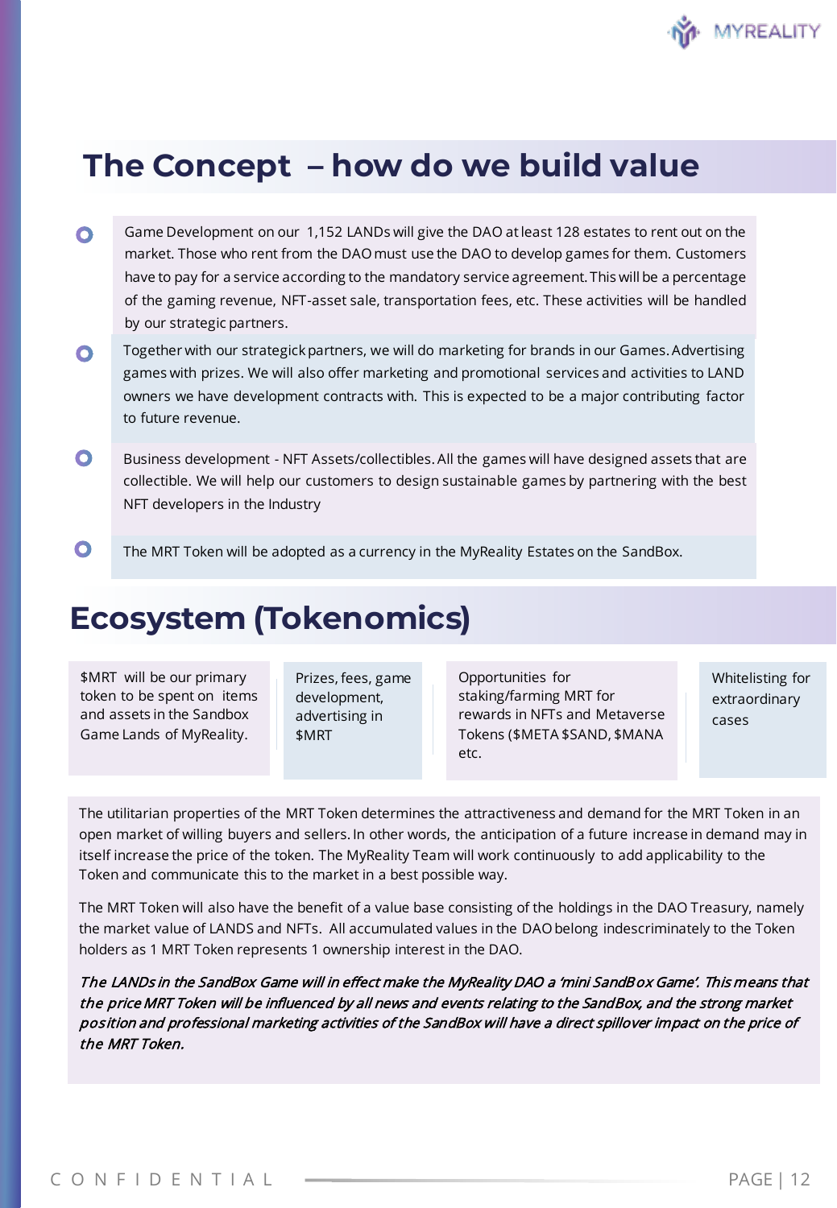## The Concept – how do we build value

- Game Development on our 1,152 LANDs will give the DAO at least 128 estates to rent out on the market. Those who rent from the DAO must use the DAO to develop games for them. Customers have to pay for a service according to the mandatory service agreement. This will be a percentage of the gaming revenue, NFT-asset sale, transportation fees, etc. These activities will be handled by our strategic partners.
- Together with our strategick partners, we will do marketing for brands in our Games. Advertising games with prizes. We will also offer marketing and promotional services and activities to LAND owners we have development contracts with. This is expected to be a major contributing factor to future revenue.
- Business development - NFT Assets/collectibles. All the games will have designed assets that are collectible. We will help our customers to design sustainable games by partnering with the best NFT developers in the Industry
- The MRT Token will be adopted as a currency in the MyReality Estates on the SandBox.

## Ecosystem (Tokenomics)

- $MRT will be our primary token to be spent on items and assets in the Sandbox Game Lands of MyReality.
- Prizes, fees, game development, advertising in $MRT
- Opportunities for staking/farming MRT for rewards in NFTs and Metaverse Tokens ($META $SAND, $MANA etc.
- Whitelisting for extraordinary cases

The utilitarian properties of the MRT Token determines the attractiveness and demand for the MRT Token in an open market of willing buyers and sellers. In other words, the anticipation of a future increase in demand may in itself increase the price of the token. The MyReality Team will work continuously to add applicability to the Token and communicate this to the market in a best possible way.

The MRT Token will also have the benefit of a value base consisting of the holdings in the DAO Treasury, namely the market value of LANDS and NFTs. All accumulated values in the DAO belong indescriminately to the Token holders as 1 MRT Token represents 1 ownership interest in the DAO.

*The LANDs in the SandBox Game will in effect make the MyReality DAO a 'mini SandBox Game'. This means that the price MRT Token will be influenced by all news and events relating to the SandBox, and the strong market position and professional marketing activities of the SandBox will have a direct spillover impact on the price of the MRT Token.*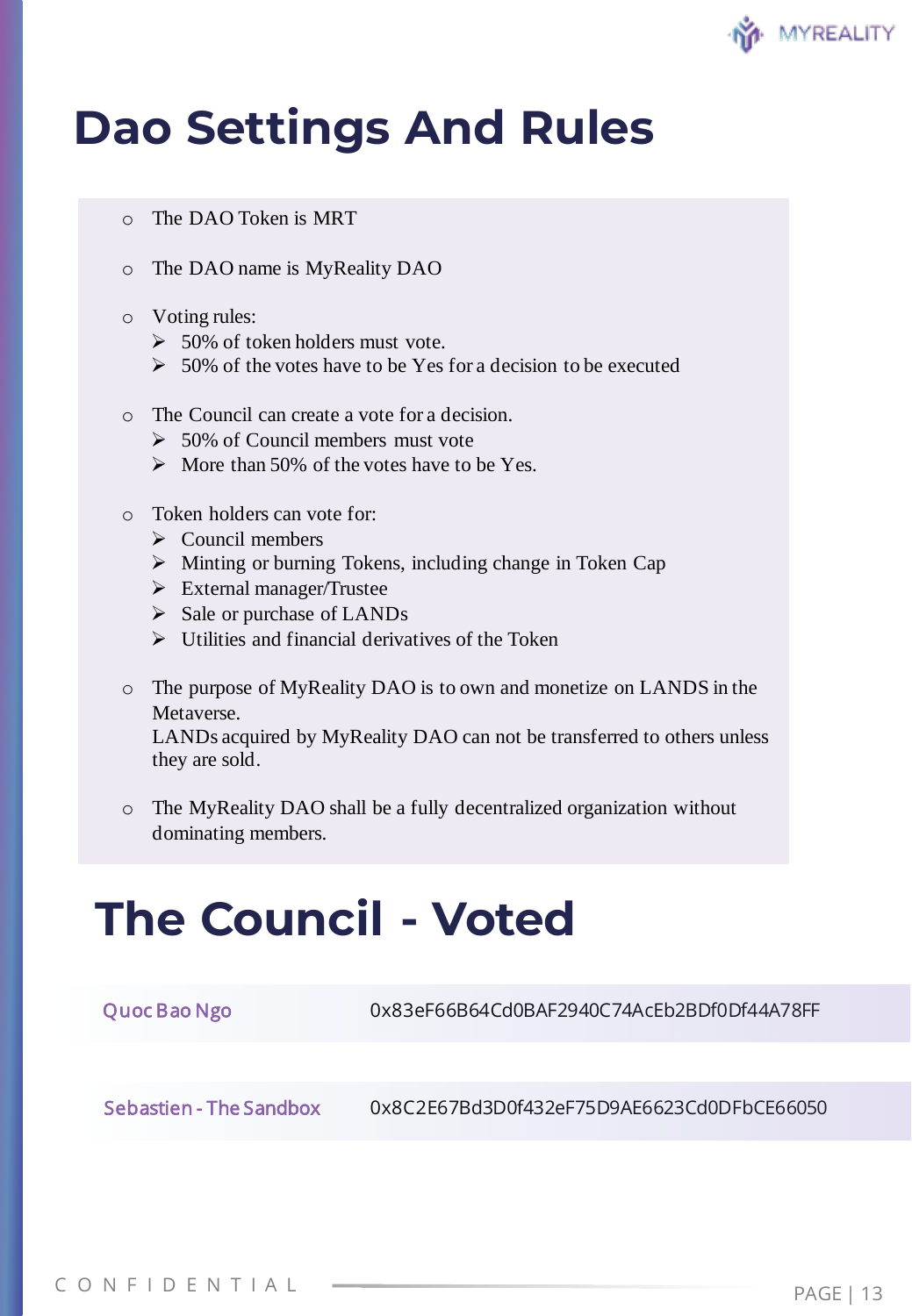# Dao Settings And Rules

- The DAO Token is MRT
- The DAO name is MyReality DAO
- Voting rules:
  - 50% of token holders must vote.
  - 50% of the votes have to be Yes for a decision to be executed
- The Council can create a vote for a decision.
  - 50% of Council members must vote
  - More than 50% of the votes have to be Yes.
- Token holders can vote for:
  - Council members
  - Minting or burning Tokens, including change in Token Cap
  - External manager/Trustee
  - Sale or purchase of LANDs
  - Utilities and financial derivatives of the Token
- The purpose of MyReality DAO is to own and monetize on LANDS in the Metaverse.
  LANDs acquired by MyReality DAO can not be transferred to others unless they are sold.
- The MyReality DAO shall be a fully decentralized organization without dominating members.

# The Council - Voted

| | |
|---|---|
| Quoc Bao Ngo | 0x83eF66B64Cd0BAF2940C74AcEb2BDf0Df44A78FF |
| Sebastien - The Sandbox | 0x8C2E67Bd3D0f432eF75D9AE6623Cd0DFbCE66050 |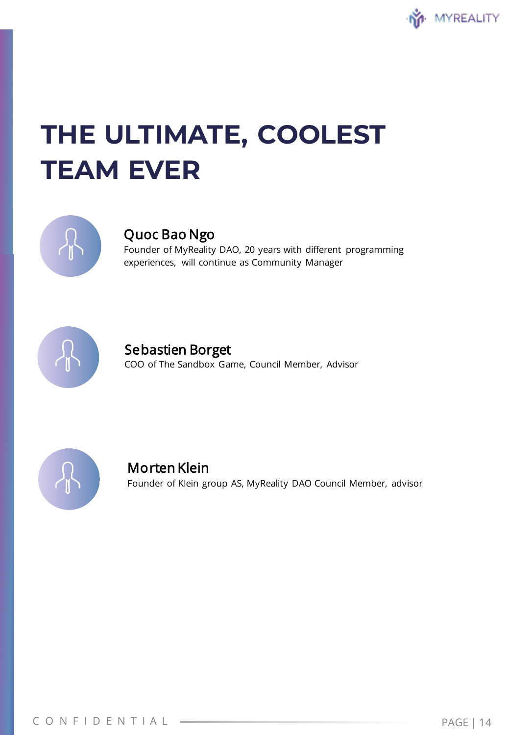# THE ULTIMATE, COOLEST TEAM EVER

### Quoc Bao Ngo

Founder of MyReality DAO, 20 years with different programming experiences, will continue as Community Manager

### Sebastien Borget

COO of The Sandbox Game, Council Member, Advisor

### Morten Klein

Founder of Klein group AS, MyReality DAO Council Member, advisor

CONFIDENTIAL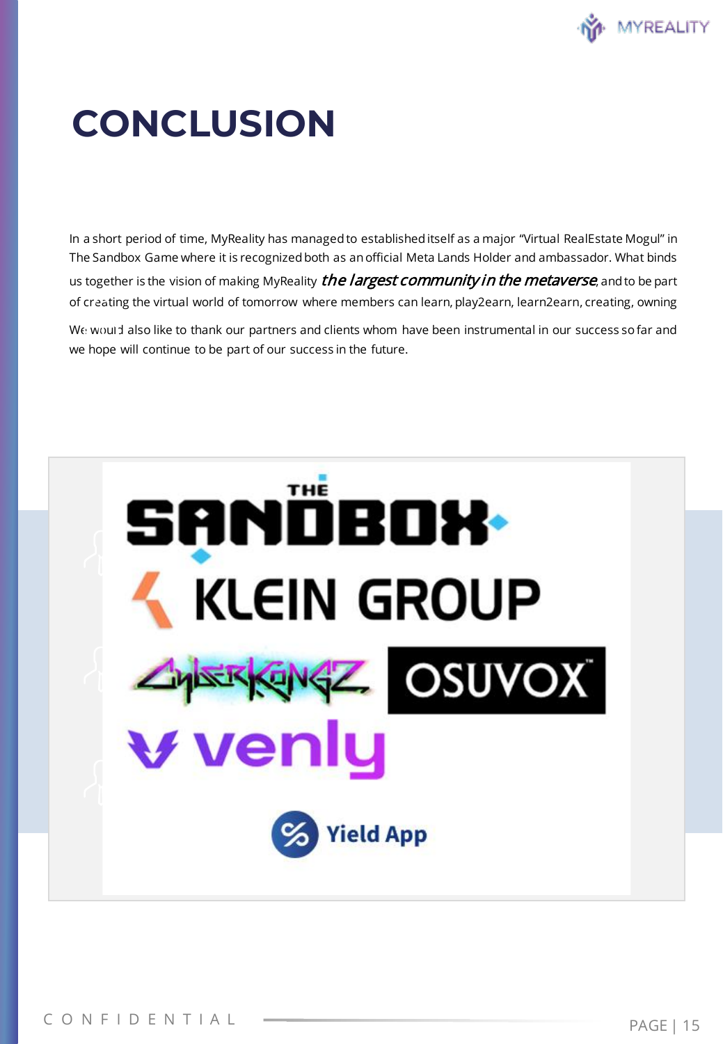# CONCLUSION

In a short period of time, MyReality has managed to established itself as a major "Virtual RealEstate Mogul" in The Sandbox Game where it is recognized both as an official Meta Lands Holder and ambassador. What binds us together is the vision of making MyReality ***the largest community in the metaverse***, and to be part of creating the virtual world of tomorrow where members can learn, play2earn, learn2earn, creating, owning

We would also like to thank our partners and clients whom have been instrumental in our success so far and we hope will continue to be part of our success in the future.

THE SANDBOX

KLEIN GROUP

CYBERKONGZ

OSUVOX

venly

Yield App